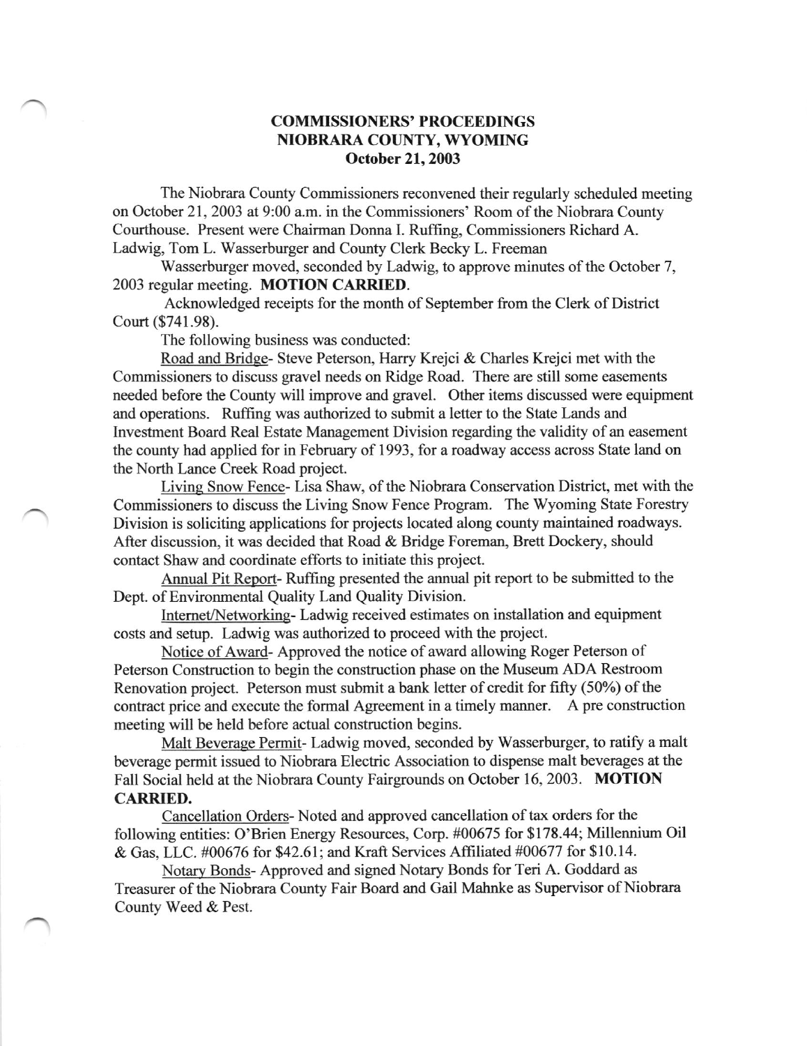**COMMISSIONERS' PROCEEDINGS**
**NIOBRARA COUNTY, WYOMING**
**October 21, 2003**

The Niobrara County Commissioners reconvened their regularly scheduled meeting on October 21, 2003 at 9:00 a.m. in the Commissioners' Room of the Niobrara County Courthouse. Present were Chairman Donna I. Ruffing, Commissioners Richard A. Ladwig, Tom L. Wasserburger and County Clerk Becky L. Freeman

Wasserburger moved, seconded by Ladwig, to approve minutes of the October 7, 2003 regular meeting. **MOTION CARRIED.**

Acknowledged receipts for the month of September from the Clerk of District Court ($741.98).

The following business was conducted:

Road and Bridge- Steve Peterson, Harry Krejci & Charles Krejci met with the Commissioners to discuss gravel needs on Ridge Road. There are still some easements needed before the County will improve and gravel. Other items discussed were equipment and operations. Ruffing was authorized to submit a letter to the State Lands and Investment Board Real Estate Management Division regarding the validity of an easement the county had applied for in February of 1993, for a roadway access across State land on the North Lance Creek Road project.

Living Snow Fence- Lisa Shaw, of the Niobrara Conservation District, met with the Commissioners to discuss the Living Snow Fence Program. The Wyoming State Forestry Division is soliciting applications for projects located along county maintained roadways. After discussion, it was decided that Road & Bridge Foreman, Brett Dockery, should contact Shaw and coordinate efforts to initiate this project.

Annual Pit Report- Ruffing presented the annual pit report to be submitted to the Dept. of Environmental Quality Land Quality Division.

Internet/Networking- Ladwig received estimates on installation and equipment costs and setup. Ladwig was authorized to proceed with the project.

Notice of Award- Approved the notice of award allowing Roger Peterson of Peterson Construction to begin the construction phase on the Museum ADA Restroom Renovation project. Peterson must submit a bank letter of credit for fifty (50%) of the contract price and execute the formal Agreement in a timely manner. A pre construction meeting will be held before actual construction begins.

Malt Beverage Permit- Ladwig moved, seconded by Wasserburger, to ratify a malt beverage permit issued to Niobrara Electric Association to dispense malt beverages at the Fall Social held at the Niobrara County Fairgrounds on October 16, 2003. **MOTION CARRIED.**

Cancellation Orders- Noted and approved cancellation of tax orders for the following entities: O'Brien Energy Resources, Corp. #00675 for $178.44; Millennium Oil & Gas, LLC. #00676 for $42.61; and Kraft Services Affiliated #00677 for $10.14.

Notary Bonds- Approved and signed Notary Bonds for Teri A. Goddard as Treasurer of the Niobrara County Fair Board and Gail Mahnke as Supervisor of Niobrara County Weed & Pest.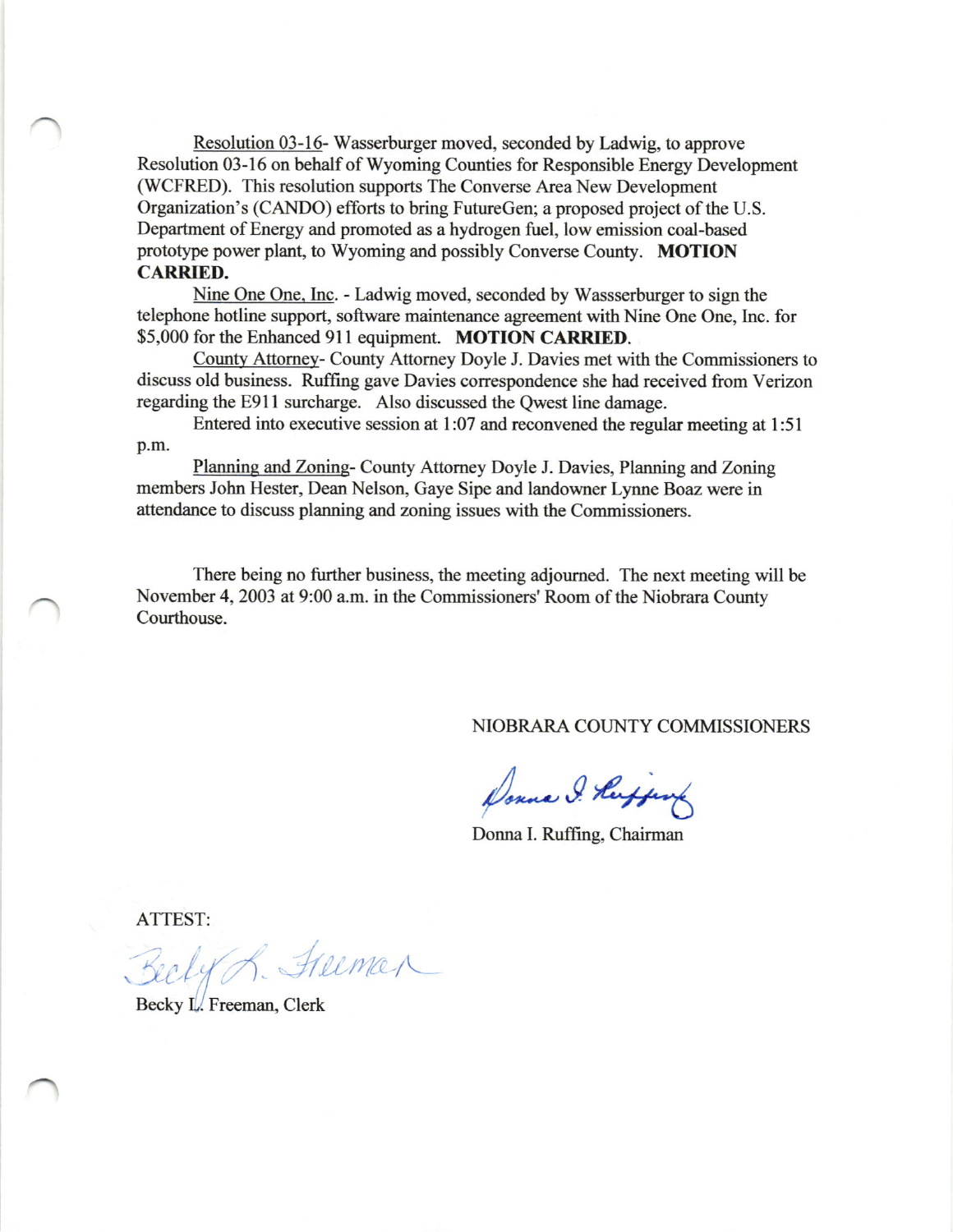Resolution 03-16- Wasserburger moved, seconded by Ladwig, to approve Resolution 03-16 on behalf of Wyoming Counties for Responsible Energy Development (WCFRED). This resolution supports The Converse Area New Development Organization's (CANDO) efforts to bring FutureGen; a proposed project of the U.S. Department of Energy and promoted as a hydrogen fuel, low emission coal-based prototype power plant, to Wyoming and possibly Converse County. **MOTION CARRIED.**

Nine One One, Inc. - Ladwig moved, seconded by Wassserburger to sign the telephone hotline support, software maintenance agreement with Nine One One, Inc. for $5,000 for the Enhanced 911 equipment. **MOTION CARRIED.**

County Attorney- County Attorney Doyle J. Davies met with the Commissioners to discuss old business. Ruffing gave Davies correspondence she had received from Verizon regarding the E911 surcharge. Also discussed the Qwest line damage.

Entered into executive session at 1:07 and reconvened the regular meeting at 1:51 p.m.

Planning and Zoning- County Attorney Doyle J. Davies, Planning and Zoning members John Hester, Dean Nelson, Gaye Sipe and landowner Lynne Boaz were in attendance to discuss planning and zoning issues with the Commissioners.

There being no further business, the meeting adjourned. The next meeting will be November 4, 2003 at 9:00 a.m. in the Commissioners' Room of the Niobrara County Courthouse.

NIOBRARA COUNTY COMMISSIONERS

Donna I. Ruffing

Donna I. Ruffing, Chairman

ATTEST:

Becky L. Freeman

Becky L. Freeman, Clerk